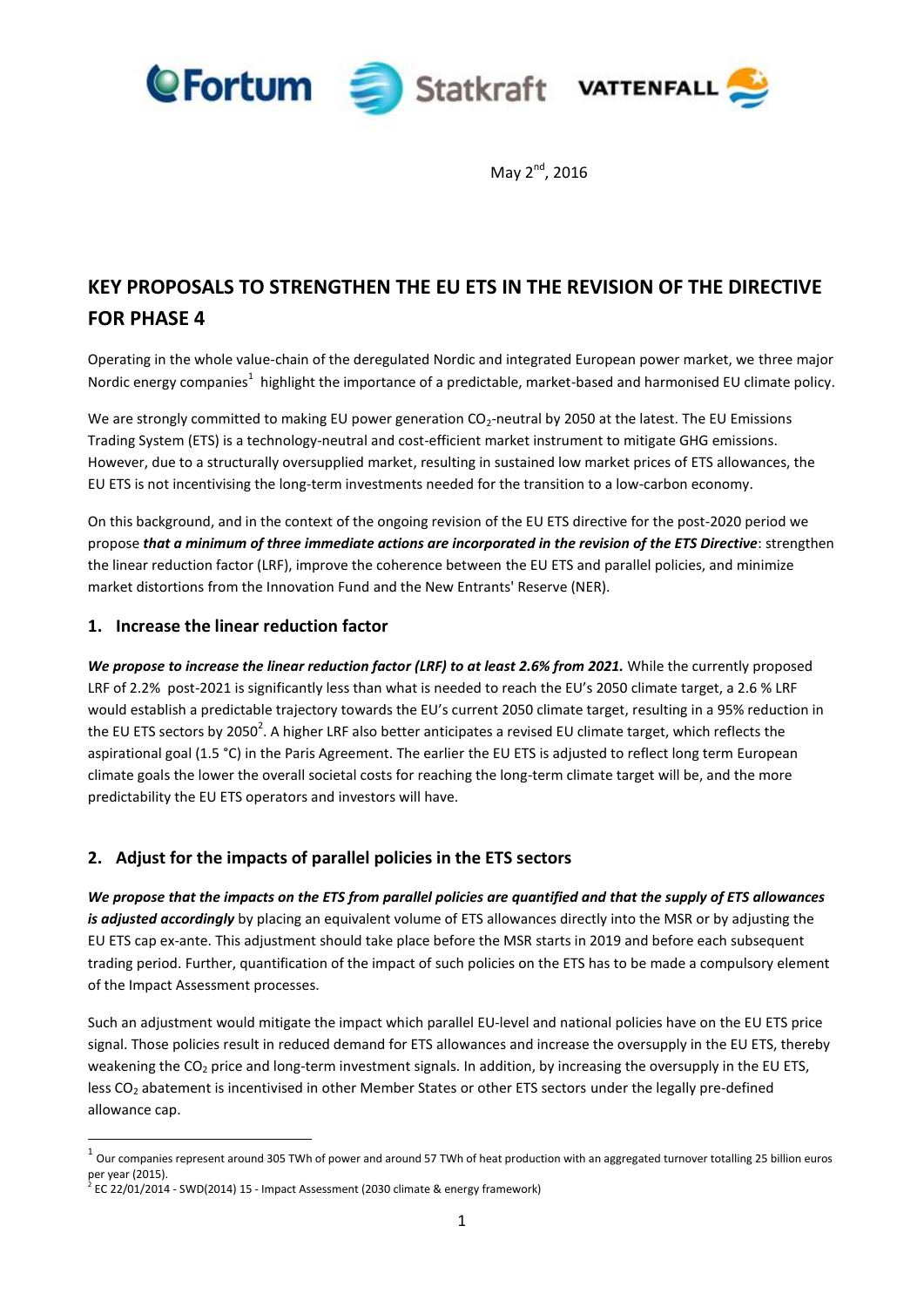May 2nd, 2016

# KEY PROPOSALS TO STRENGTHEN THE EU ETS IN THE REVISION OF THE DIRECTIVE FOR PHASE 4

Operating in the whole value-chain of the deregulated Nordic and integrated European power market, we three major Nordic energy companies[1] highlight the importance of a predictable, market-based and harmonised EU climate policy.

We are strongly committed to making EU power generation $CO_2$-neutral by 2050 at the latest. The EU Emissions Trading System (ETS) is a technology-neutral and cost-efficient market instrument to mitigate GHG emissions. However, due to a structurally oversupplied market, resulting in sustained low market prices of ETS allowances, the EU ETS is not incentivising the long-term investments needed for the transition to a low-carbon economy.

On this background, and in the context of the ongoing revision of the EU ETS directive for the post-2020 period we propose ***that a minimum of three immediate actions are incorporated in the revision of the ETS Directive***: strengthen the linear reduction factor (LRF), improve the coherence between the EU ETS and parallel policies, and minimize market distortions from the Innovation Fund and the New Entrants' Reserve (NER).

## 1. Increase the linear reduction factor

***We propose to increase the linear reduction factor (LRF) to at least 2.6% from 2021.*** While the currently proposed LRF of 2.2% post-2021 is significantly less than what is needed to reach the EU's 2050 climate target, a 2.6 % LRF would establish a predictable trajectory towards the EU's current 2050 climate target, resulting in a 95% reduction in the EU ETS sectors by 2050[2]. A higher LRF also better anticipates a revised EU climate target, which reflects the aspirational goal (1.5 °C) in the Paris Agreement. The earlier the EU ETS is adjusted to reflect long term European climate goals the lower the overall societal costs for reaching the long-term climate target will be, and the more predictability the EU ETS operators and investors will have.

## 2. Adjust for the impacts of parallel policies in the ETS sectors

***We propose that the impacts on the ETS from parallel policies are quantified and that the supply of ETS allowances is adjusted accordingly*** by placing an equivalent volume of ETS allowances directly into the MSR or by adjusting the EU ETS cap ex-ante. This adjustment should take place before the MSR starts in 2019 and before each subsequent trading period. Further, quantification of the impact of such policies on the ETS has to be made a compulsory element of the Impact Assessment processes.

Such an adjustment would mitigate the impact which parallel EU-level and national policies have on the EU ETS price signal. Those policies result in reduced demand for ETS allowances and increase the oversupply in the EU ETS, thereby weakening the $CO_2$ price and long-term investment signals. In addition, by increasing the oversupply in the EU ETS, less $CO_2$ abatement is incentivised in other Member States or other ETS sectors under the legally pre-defined allowance cap.

---

[1] Our companies represent around 305 TWh of power and around 57 TWh of heat production with an aggregated turnover totalling 25 billion euros per year (2015).

[2] EC 22/01/2014 - SWD(2014) 15 - Impact Assessment (2030 climate & energy framework)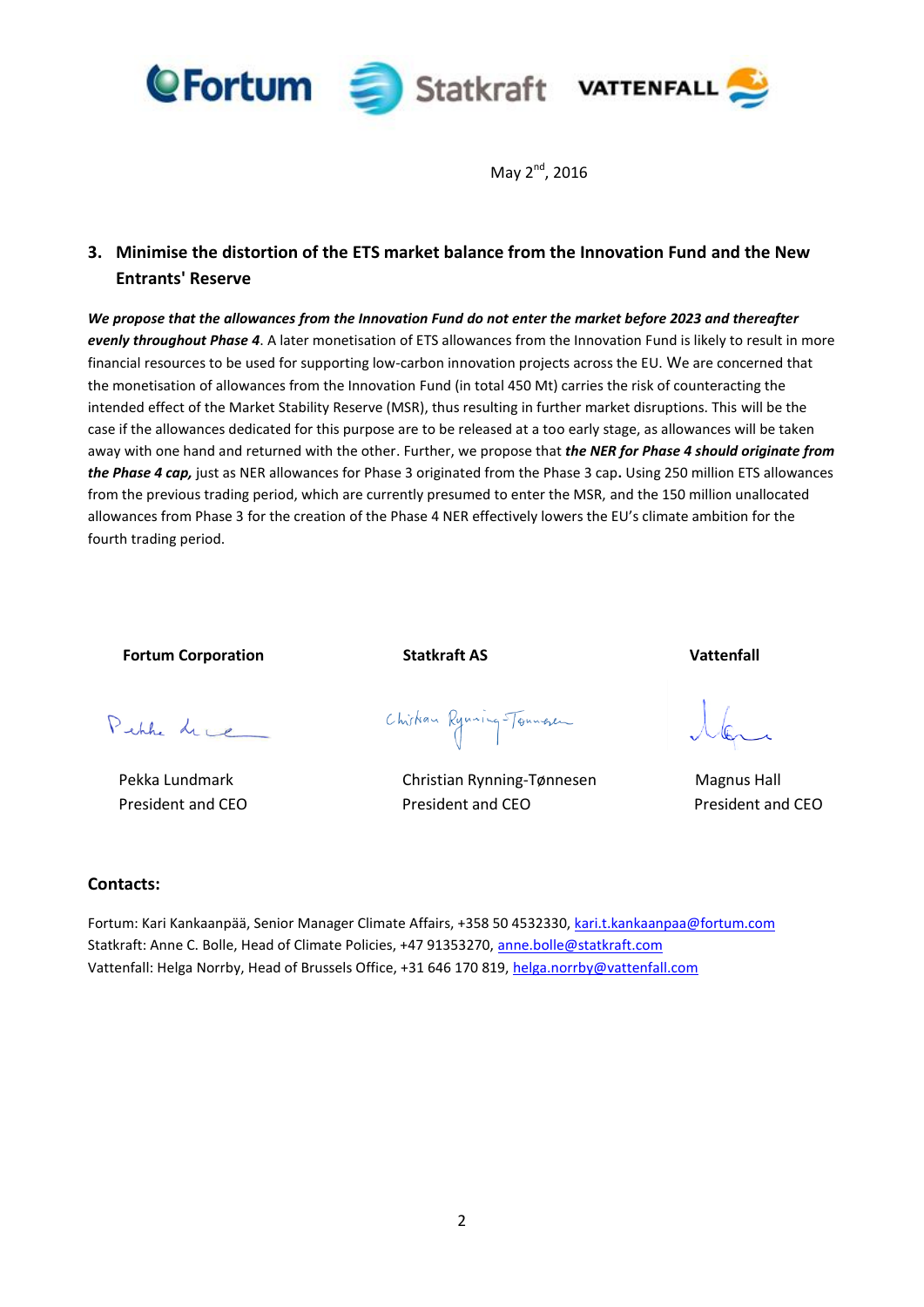May 2nd, 2016

### 3. Minimise the distortion of the ETS market balance from the Innovation Fund and the New Entrants' Reserve

***We propose that the allowances from the Innovation Fund do not enter the market before 2023 and thereafter evenly throughout Phase 4***. A later monetisation of ETS allowances from the Innovation Fund is likely to result in more financial resources to be used for supporting low-carbon innovation projects across the EU. We are concerned that the monetisation of allowances from the Innovation Fund (in total 450 Mt) carries the risk of counteracting the intended effect of the Market Stability Reserve (MSR), thus resulting in further market disruptions. This will be the case if the allowances dedicated for this purpose are to be released at a too early stage, as allowances will be taken away with one hand and returned with the other. Further, we propose that ***the NER for Phase 4 should originate from the Phase 4 cap,*** just as NER allowances for Phase 3 originated from the Phase 3 cap**.** Using 250 million ETS allowances from the previous trading period, which are currently presumed to enter the MSR, and the 150 million unallocated allowances from Phase 3 for the creation of the Phase 4 NER effectively lowers the EU's climate ambition for the fourth trading period.

**Fortum Corporation**

Pekka Lundmark
President and CEO

**Statkraft AS**

Christian Rynning-Tønnesen
President and CEO

**Vattenfall**

Magnus Hall
President and CEO

**Contacts:**

Fortum: Kari Kankaanpää, Senior Manager Climate Affairs, +358 50 4532330, kari.t.kankaanpaa@fortum.com
Statkraft: Anne C. Bolle, Head of Climate Policies, +47 91353270, anne.bolle@statkraft.com
Vattenfall: Helga Norrby, Head of Brussels Office, +31 646 170 819, helga.norrby@vattenfall.com